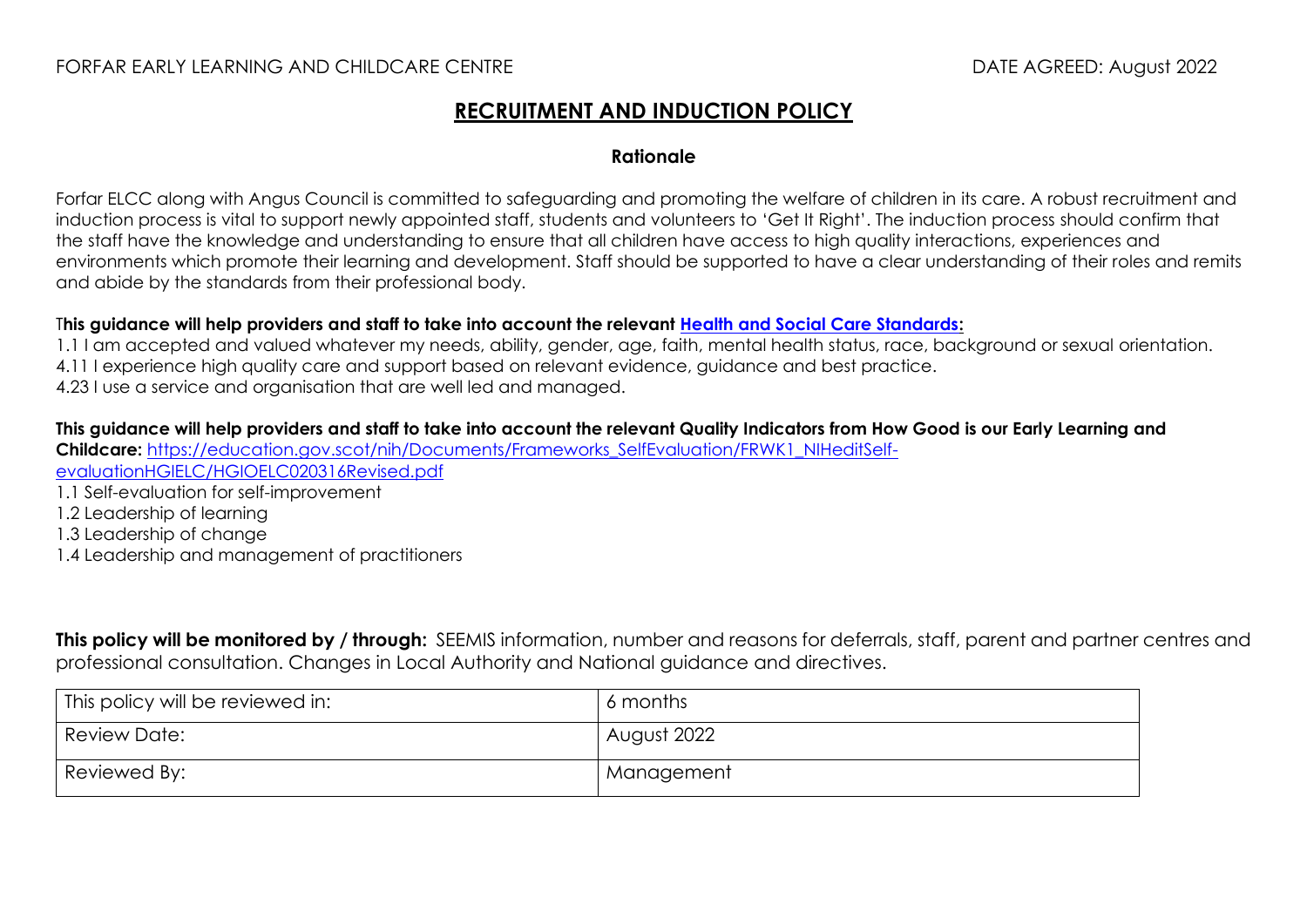FORFAR EARLY LEARNING AND CHILDCARE CENTRE DATE AGREED: August 2022

# RECRUITMENT AND INDUCTION POLICY

## Rationale

Forfar ELCC along with Angus Council is committed to safeguarding and promoting the welfare of children in its care. A robust recruitment and induction process is vital to support newly appointed staff, students and volunteers to 'Get It Right'. The induction process should confirm that the staff have the knowledge and understanding to ensure that all children have access to high quality interactions, experiences and environments which promote their learning and development. Staff should be supported to have a clear understanding of their roles and remits and abide by the standards from their professional body.

**This guidance will help providers and staff to take into account the relevant Health and Social Care Standards:**

1.1 I am accepted and valued whatever my needs, ability, gender, age, faith, mental health status, race, background or sexual orientation.
4.11 I experience high quality care and support based on relevant evidence, guidance and best practice.
4.23 I use a service and organisation that are well led and managed.

**This guidance will help providers and staff to take into account the relevant Quality Indicators from How Good is our Early Learning and Childcare:** https://education.gov.scot/nih/Documents/Frameworks_SelfEvaluation/FRWK1_NIHeditSelf-evaluationHGIELC/HGIOELC020316Revised.pdf

1.1 Self-evaluation for self-improvement
1.2 Leadership of learning
1.3 Leadership of change
1.4 Leadership and management of practitioners

**This policy will be monitored by / through:** SEEMIS information, number and reasons for deferrals, staff, parent and partner centres and professional consultation. Changes in Local Authority and National guidance and directives.

| This policy will be reviewed in: | 6 months |
|---|---|
| Review Date: | August 2022 |
| Reviewed By: | Management |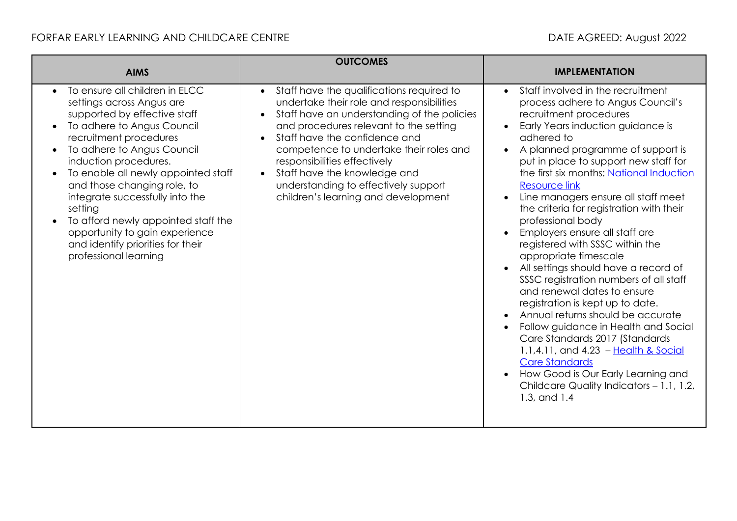FORFAR EARLY LEARNING AND CHILDCARE CENTRE DATE AGREED: August 2022

| AIMS | OUTCOMES | IMPLEMENTATION |
| --- | --- | --- |
| • To ensure all children in ELCC settings across Angus are supported by effective staff<br>• To adhere to Angus Council recruitment procedures<br>• To adhere to Angus Council induction procedures.<br>• To enable all newly appointed staff and those changing role, to integrate successfully into the setting<br>• To afford newly appointed staff the opportunity to gain experience and identify priorities for their professional learning | • Staff have the qualifications required to undertake their role and responsibilities<br>• Staff have an understanding of the policies and procedures relevant to the setting<br>• Staff have the confidence and competence to undertake their roles and responsibilities effectively<br>• Staff have the knowledge and understanding to effectively support children's learning and development | • Staff involved in the recruitment process adhere to Angus Council's recruitment procedures<br>• Early Years induction guidance is adhered to<br>• A planned programme of support is put in place to support new staff for the first six months: National Induction Resource link<br>• Line managers ensure all staff meet the criteria for registration with their professional body<br>• Employers ensure all staff are registered with SSSC within the appropriate timescale<br>• All settings should have a record of SSSC registration numbers of all staff and renewal dates to ensure registration is kept up to date.<br>• Annual returns should be accurate<br>• Follow guidance in Health and Social Care Standards 2017 (Standards 1.1,4.11, and 4.23 – Health & Social Care Standards<br>• How Good is Our Early Learning and Childcare Quality Indicators – 1.1, 1.2, 1.3, and 1.4 |